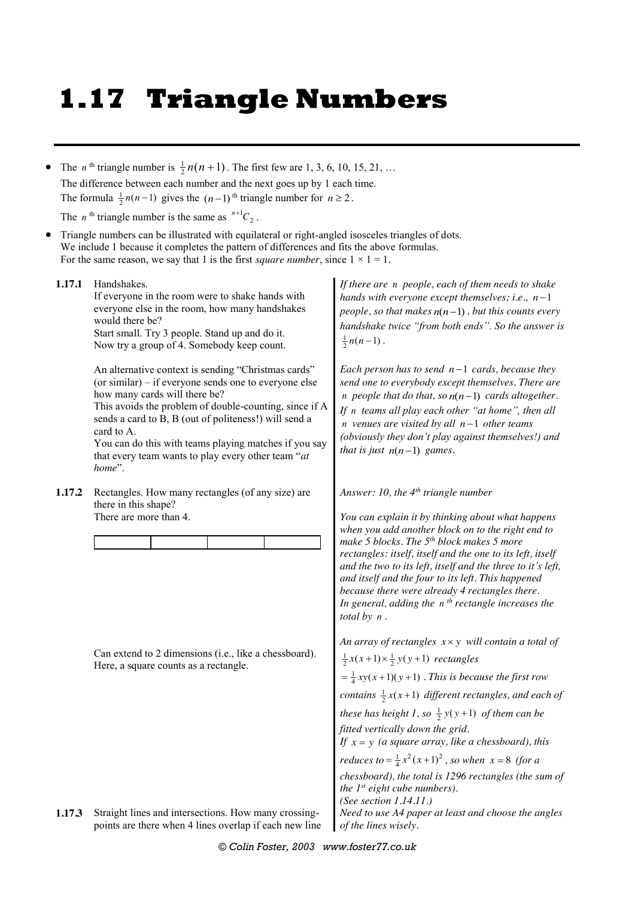# 1.17 Triangle Numbers

- The $n$ th triangle number is $\frac{1}{2}n(n+1)$. The first few are 1, 3, 6, 10, 15, 21, …
  The difference between each number and the next goes up by 1 each time.
  The formula $\frac{1}{2}n(n-1)$ gives the $(n-1)$ th triangle number for $n \geq 2$.
  The $n$ th triangle number is the same as ${}^{n+1}C_2$.
- Triangle numbers can be illustrated with equilateral or right-angled isosceles triangles of dots.
  We include 1 because it completes the pattern of differences and fits the above formulas.
  For the same reason, we say that 1 is the first *square number*, since 1 × 1 = 1.

**1.17.1** Handshakes.
If everyone in the room were to shake hands with everyone else in the room, how many handshakes would there be?
Start small. Try 3 people. Stand up and do it.
Now try a group of 4. Somebody keep count.

*If there are $n$ people, each of them needs to shake hands with everyone except themselves; i.e., $n-1$ people, so that makes $n(n-1)$, but this counts every handshake twice "from both ends". So the answer is $\frac{1}{2}n(n-1)$.*

An alternative context is sending "Christmas cards" (or similar) – if everyone sends one to everyone else how many cards will there be?
This avoids the problem of double-counting, since if A sends a card to B, B (out of politeness!) will send a card to A.
You can do this with teams playing matches if you say that every team wants to play every other team "*at home*".

*Each person has to send $n-1$ cards, because they send one to everybody except themselves. There are $n$ people that do that, so $n(n-1)$ cards altogether.*
*If $n$ teams all play each other "at home", then all $n$ venues are visited by all $n-1$ other teams (obviously they don't play against themselves!) and that is just $n(n-1)$ games.*

**1.17.2** Rectangles. How many rectangles (of any size) are there in this shape?
There are more than 4.

| | | | |
|---|---|---|---|

*Answer: 10, the 4th triangle number*

*You can explain it by thinking about what happens when you add another block on to the right end to make 5 blocks. The 5th block makes 5 more rectangles: itself, itself and the one to its left, itself and the two to its left, itself and the three to it's left, and itself and the four to its left. This happened because there were already 4 rectangles there.*
*In general, adding the $n$ th rectangle increases the total by $n$.*

Can extend to 2 dimensions (i.e., like a chessboard).
Here, a square counts as a rectangle.

*An array of rectangles $x \times y$ will contain a total of $\frac{1}{2}x(x+1) \times \frac{1}{2}y(y+1)$ rectangles $= \frac{1}{4}xy(x+1)(y+1)$. This is because the first row contains $\frac{1}{2}x(x+1)$ different rectangles, and each of these has height 1, so $\frac{1}{2}y(y+1)$ of them can be fitted vertically down the grid.*
*If $x = y$ (a square array, like a chessboard), this reduces to $= \frac{1}{4}x^2(x+1)^2$, so when $x = 8$ (for a chessboard), the total is 1296 rectangles (the sum of the 1st eight cube numbers).*
*(See section 1.14.11.)*

**1.17.3** Straight lines and intersections. How many crossing-points are there when 4 lines overlap if each new line

*Need to use A4 paper at least and choose the angles of the lines wisely.*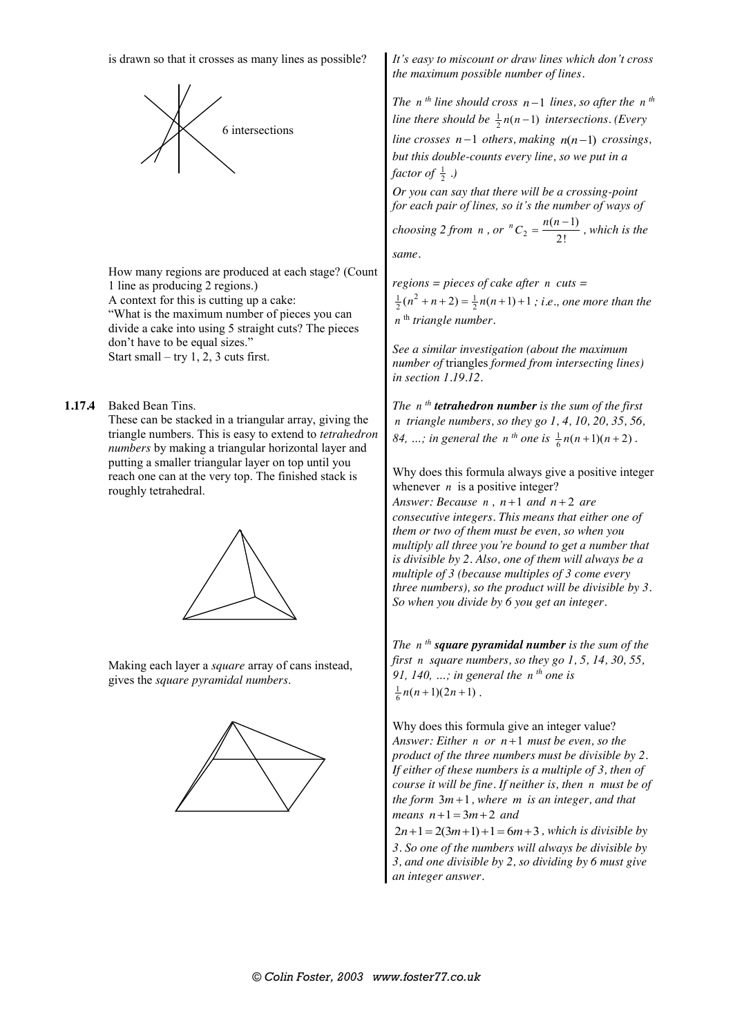is drawn so that it crosses as many lines as possible?

6 intersections

*It's easy to miscount or draw lines which don't cross the maximum possible number of lines.*

*The $n^{th}$ line should cross $n-1$ lines, so after the $n^{th}$ line there should be $\frac{1}{2}n(n-1)$ intersections. (Every line crosses $n-1$ others, making $n(n-1)$ crossings, but this double-counts every line, so we put in a factor of $\frac{1}{2}$ .)*

*Or you can say that there will be a crossing-point for each pair of lines, so it's the number of ways of choosing 2 from $n$ , or ${}^nC_2 = \frac{n(n-1)}{2!}$ , which is the same.*

How many regions are produced at each stage? (Count 1 line as producing 2 regions.)
A context for this is cutting up a cake:
"What is the maximum number of pieces you can divide a cake into using 5 straight cuts? The pieces don't have to be equal sizes."
Start small – try 1, 2, 3 cuts first.

*regions = pieces of cake after $n$ cuts = $\frac{1}{2}(n^2+n+2) = \frac{1}{2}n(n+1)+1$ ; i.e., one more than the $n^{th}$ triangle number.*

*See a similar investigation (about the maximum number of* triangles *formed from intersecting lines) in section 1.19.12.*

**1.17.4** Baked Bean Tins.
These can be stacked in a triangular array, giving the triangle numbers. This is easy to extend to *tetrahedron numbers* by making a triangular horizontal layer and putting a smaller triangular layer on top until you reach one can at the very top. The finished stack is roughly tetrahedral.

*The $n^{th}$ **tetrahedron number** is the sum of the first $n$ triangle numbers, so they go 1, 4, 10, 20, 35, 56, 84, …; in general the $n^{th}$ one is $\frac{1}{6}n(n+1)(n+2)$ .*

Why does this formula always give a positive integer whenever $n$ is a positive integer?
*Answer: Because $n$ , $n+1$ and $n+2$ are consecutive integers. This means that either one of them or two of them must be even, so when you multiply all three you're bound to get a number that is divisible by 2. Also, one of them will always be a multiple of 3 (because multiples of 3 come every three numbers), so the product will be divisible by 3. So when you divide by 6 you get an integer.*

Making each layer a *square* array of cans instead, gives the *square pyramidal numbers*.

*The $n^{th}$ **square pyramidal number** is the sum of the first $n$ square numbers, so they go 1, 5, 14, 30, 55, 91, 140, …; in general the $n^{th}$ one is $\frac{1}{6}n(n+1)(2n+1)$ .*

Why does this formula give an integer value?
*Answer: Either $n$ or $n+1$ must be even, so the product of the three numbers must be divisible by 2. If either of these numbers is a multiple of 3, then of course it will be fine. If neither is, then $n$ must be of the form $3m+1$, where $m$ is an integer, and that means $n+1=3m+2$ and $2n+1=2(3m+1)+1=6m+3$ , which is divisible by 3. So one of the numbers will always be divisible by 3, and one divisible by 2, so dividing by 6 must give an integer answer.*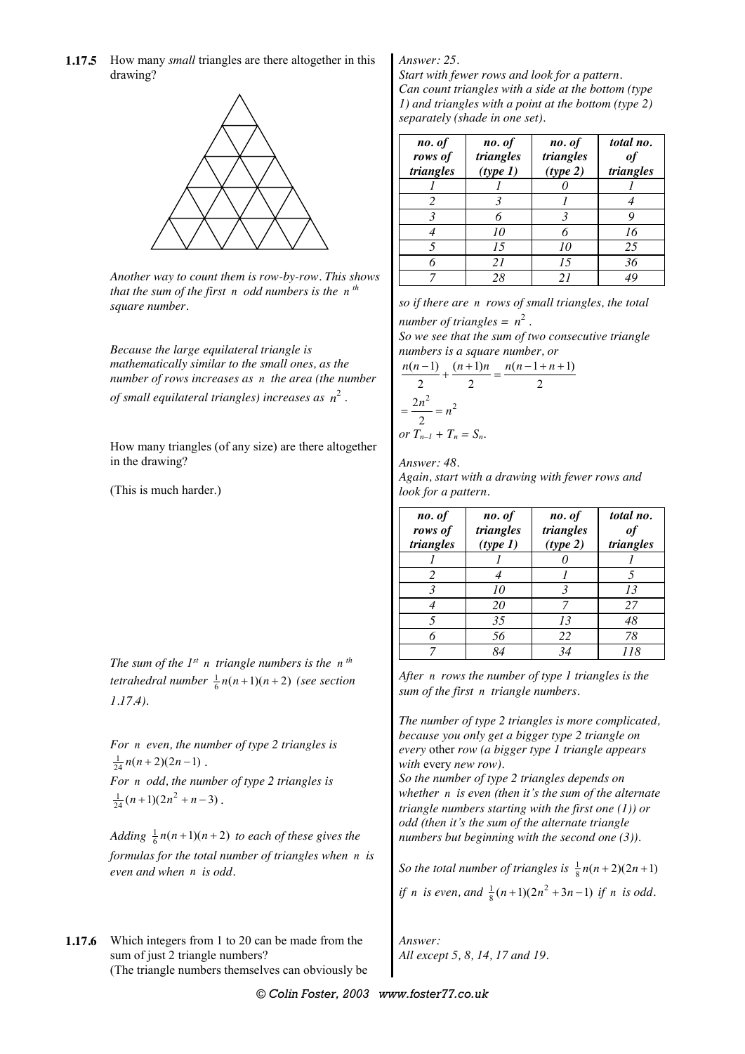**1.17.5** How many *small* triangles are there altogether in this drawing?

*Answer: 25.*
*Start with fewer rows and look for a pattern.*
*Can count triangles with a side at the bottom (type 1) and triangles with a point at the bottom (type 2) separately (shade in one set).*

| *no. of rows of triangles* | *no. of triangles (type 1)* | *no. of triangles (type 2)* | *total no. of triangles* |
|---|---|---|---|
| *1* | *1* | *0* | *1* |
| *2* | *3* | *1* | *4* |
| *3* | *6* | *3* | *9* |
| *4* | *10* | *6* | *16* |
| *5* | *15* | *10* | *25* |
| *6* | *21* | *15* | *36* |
| *7* | *28* | *21* | *49* |

*so if there are $n$ rows of small triangles, the total number of triangles = $n^2$.*
*So we see that the sum of two consecutive triangle numbers is a square number, or*

$$\frac{n(n-1)}{2}+\frac{(n+1)n}{2}=\frac{n(n-1+n+1)}{2}$$

$$=\frac{2n^2}{2}=n^2$$

*or $T_{n-1} + T_n = S_n$.*

*Another way to count them is row-by-row. This shows that the sum of the first $n$ odd numbers is the $n^{th}$ square number.*

*Because the large equilateral triangle is mathematically similar to the small ones, as the number of rows increases as $n$ the area (the number of small equilateral triangles) increases as $n^2$.*

How many triangles (of any size) are there altogether in the drawing?

(This is much harder.)

*Answer: 48.*
*Again, start with a drawing with fewer rows and look for a pattern.*

| *no. of rows of triangles* | *no. of triangles (type 1)* | *no. of triangles (type 2)* | *total no. of triangles* |
|---|---|---|---|
| *1* | *1* | *0* | *1* |
| *2* | *4* | *1* | *5* |
| *3* | *10* | *3* | *13* |
| *4* | *20* | *7* | *27* |
| *5* | *35* | *13* | *48* |
| *6* | *56* | *22* | *78* |
| *7* | *84* | *34* | *118* |

*After $n$ rows the number of type 1 triangles is the sum of the first $n$ triangle numbers.*

*The sum of the 1st $n$ triangle numbers is the $n^{th}$ tetrahedral number $\frac{1}{6}n(n+1)(n+2)$ (see section 1.17.4).*

*The number of type 2 triangles is more complicated, because you only get a bigger type 2 triangle on every* other *row (a bigger type 1 triangle appears with* every *new row).*
*So the number of type 2 triangles depends on whether $n$ is even (then it's the sum of the alternate triangle numbers starting with the first one (1)) or odd (then it's the sum of the alternate triangle numbers but beginning with the second one (3)).*

*For $n$ even, the number of type 2 triangles is $\frac{1}{24}n(n+2)(2n-1)$.*
*For $n$ odd, the number of type 2 triangles is $\frac{1}{24}(n+1)(2n^2+n-3)$.*

*Adding $\frac{1}{6}n(n+1)(n+2)$ to each of these gives the formulas for the total number of triangles when $n$ is even and when $n$ is odd.*

*So the total number of triangles is $\frac{1}{8}n(n+2)(2n+1)$ if $n$ is even, and $\frac{1}{8}(n+1)(2n^2+3n-1)$ if $n$ is odd.*

**1.17.6** Which integers from 1 to 20 can be made from the sum of just 2 triangle numbers?
(The triangle numbers themselves can obviously be

*Answer:*
*All except 5, 8, 14, 17 and 19.*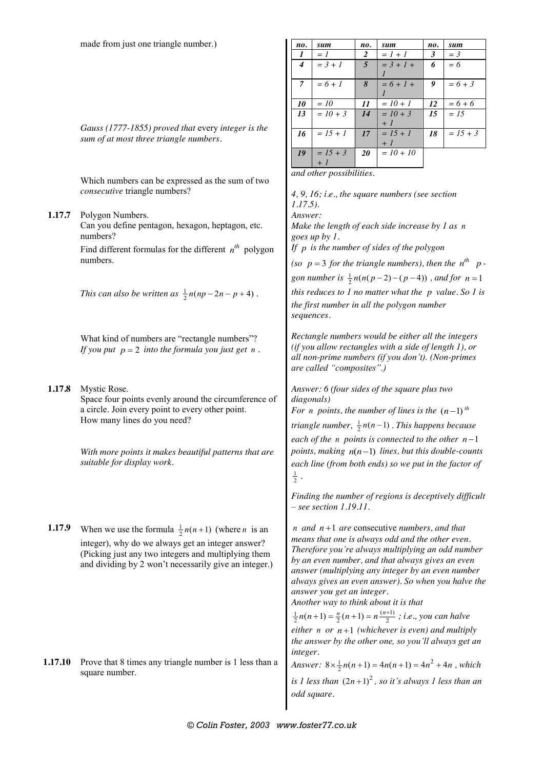made from just one triangle number.)

| no. | sum | no. | sum | no. | sum |
|---|---|---|---|---|---|
| 1 | = 1 | 2 | = 1 + 1 | 3 | = 3 |
| 4 | = 3 + 1 | 5 | = 3 + 1 + 1 | 6 | = 6 |
| 7 | = 6 + 1 | 8 | = 6 + 1 + 1 | 9 | = 6 + 3 |
| 10 | = 10 | 11 | = 10 + 1 | 12 | = 6 + 6 |
| 13 | = 10 + 3 | 14 | = 10 + 3 + 1 | 15 | = 15 |
| 16 | = 15 + 1 | 17 | = 15 + 1 + 1 | 18 | = 15 + 3 |
| 19 | = 15 + 3 + 1 | 20 | = 10 + 10 | | |

*and other possibilities.*

*Gauss (1777-1855) proved that* every *integer is the sum of at most three triangle numbers.*

Which numbers can be expressed as the sum of two *consecutive* triangle numbers?

*4, 9, 16; i.e., the square numbers (see section 1.17.5).*

**1.17.7** Polygon Numbers.
Can you define pentagon, hexagon, heptagon, etc. numbers?
Find different formulas for the different $n^{th}$ polygon numbers.

*Answer:*
*Make the length of each side increase by 1 as $n$ goes up by 1.*
*If $p$ is the number of sides of the polygon (so $p=3$ for the triangle numbers), then the $n^{th}$ $p$-gon number is $\frac{1}{2}n(n(p-2)-(p-4))$, and for $n=1$ this reduces to 1 no matter what the $p$ value. So 1 is the first number in all the polygon number sequences.*

*This can also be written as $\frac{1}{2}n(np-2n-p+4)$.*

What kind of numbers are "rectangle numbers"?
*If you put $p=2$ into the formula you just get $n$.*

*Rectangle numbers would be either all the integers (if you allow rectangles with a side of length 1), or all non-prime numbers (if you don't). (Non-primes are called "composites".)*

**1.17.8** Mystic Rose.
Space four points evenly around the circumference of a circle. Join every point to every other point.
How many lines do you need?

*Answer: 6 (four sides of the square plus two diagonals)*
*For $n$ points, the number of lines is the $(n-1)^{th}$ triangle number, $\frac{1}{2}n(n-1)$. This happens because each of the $n$ points is connected to the other $n-1$ points, making $n(n-1)$ lines, but this double-counts each line (from both ends) so we put in the factor of $\frac{1}{2}$.*

*With more points it makes beautiful patterns that are suitable for display work.*

*Finding the number of regions is deceptively difficult – see section 1.19.11.*

**1.17.9** When we use the formula $\frac{1}{2}n(n+1)$ (where $n$ is an integer), why do we always get an integer answer? (Picking just any two integers and multiplying them and dividing by 2 won't necessarily give an integer.)

*$n$ and $n+1$ are* consecutive *numbers, and that means that one is always odd and the other even. Therefore you're always multiplying an odd number by an even number, and that always gives an even answer (multiplying any integer by an even number always gives an even answer). So when you halve the answer you get an integer.*
*Another way to think about it is that $\frac{1}{2}n(n+1)=\frac{n}{2}(n+1)=n\frac{(n+1)}{2}$; i.e., you can halve either $n$ or $n+1$ (whichever is even) and multiply the answer by the other one, so you'll always get an integer.*

**1.17.10** Prove that 8 times any triangle number is 1 less than a square number.

*Answer: $8\times\frac{1}{2}n(n+1)=4n(n+1)=4n^2+4n$, which is 1 less than $(2n+1)^2$, so it's always 1 less than an odd square.*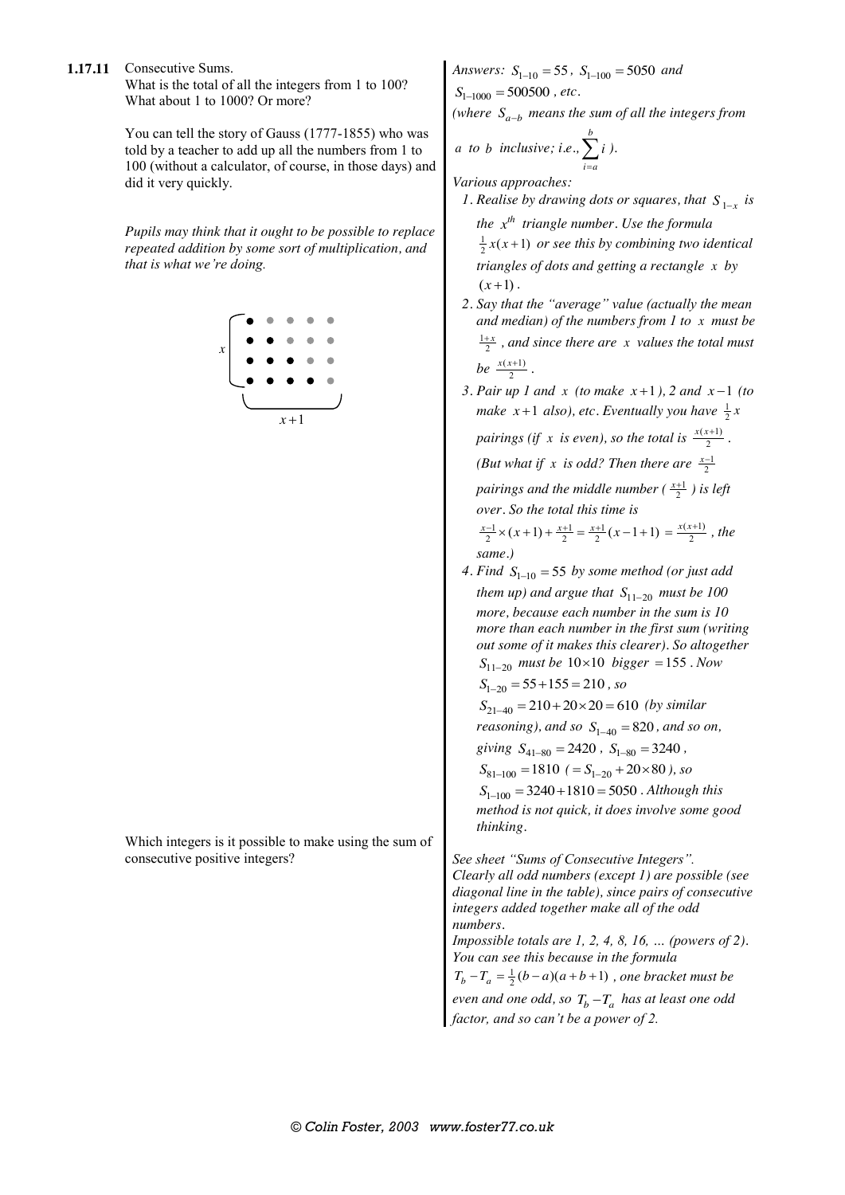**1.17.11** Consecutive Sums.

What is the total of all the integers from 1 to 100? What about 1 to 1000? Or more?

You can tell the story of Gauss (1777-1855) who was told by a teacher to add up all the numbers from 1 to 100 (without a calculator, of course, in those days) and did it very quickly.

*Pupils may think that it ought to be possible to replace repeated addition by some sort of multiplication, and that is what we're doing.*

*Answers:* $S_{1-10} = 55$, $S_{1-100} = 5050$ *and* $S_{1-1000} = 500500$, *etc.*

*(where* $S_{a-b}$ *means the sum of all the integers from* $a$ *to* $b$ *inclusive; i.e.,* $\sum_{i=a}^{b} i$ *).*

*Various approaches:*

1. *Realise by drawing dots or squares, that* $S_{1-x}$ *is the* $x^{th}$ *triangle number. Use the formula* $\frac{1}{2}x(x+1)$ *or see this by combining two identical triangles of dots and getting a rectangle* $x$ *by* $(x+1)$.
2. *Say that the "average" value (actually the mean and median) of the numbers from 1 to* $x$ *must be* $\frac{1+x}{2}$, *and since there are* $x$ *values the total must be* $\frac{x(x+1)}{2}$.
3. *Pair up 1 and* $x$ *(to make* $x+1$*), 2 and* $x-1$ *(to make* $x+1$ *also), etc. Eventually you have* $\frac{1}{2}x$ *pairings (if* $x$ *is even), so the total is* $\frac{x(x+1)}{2}$. *(But what if* $x$ *is odd? Then there are* $\frac{x-1}{2}$ *pairings and the middle number (* $\frac{x+1}{2}$ *) is left over. So the total this time is* $\frac{x-1}{2}\times(x+1)+\frac{x+1}{2} = \frac{x+1}{2}(x-1+1) = \frac{x(x+1)}{2}$, *the same.)*
4. *Find* $S_{1-10} = 55$ *by some method (or just add them up) and argue that* $S_{11-20}$ *must be 100 more, because each number in the sum is 10 more than each number in the first sum (writing out some of it makes this clearer). So altogether* $S_{11-20}$ *must be* $10\times 10$ *bigger* $= 155$. *Now* $S_{1-20} = 55+155 = 210$, *so* $S_{21-40} = 210+20\times 20 = 610$ *(by similar reasoning), and so* $S_{1-40} = 820$, *and so on, giving* $S_{41-80} = 2420$, $S_{1-80} = 3240$, $S_{81-100} = 1810$ *(* $= S_{1-20}+20\times 80$ *), so* $S_{1-100} = 3240+1810 = 5050$. *Although this method is not quick, it does involve some good thinking.*

Which integers is it possible to make using the sum of consecutive positive integers?

*See sheet "Sums of Consecutive Integers". Clearly all odd numbers (except 1) are possible (see diagonal line in the table), since pairs of consecutive integers added together make all of the odd numbers.*

*Impossible totals are 1, 2, 4, 8, 16, … (powers of 2). You can see this because in the formula* $T_b - T_a = \frac{1}{2}(b-a)(a+b+1)$, *one bracket must be even and one odd, so* $T_b - T_a$ *has at least one odd factor, and so can't be a power of 2.*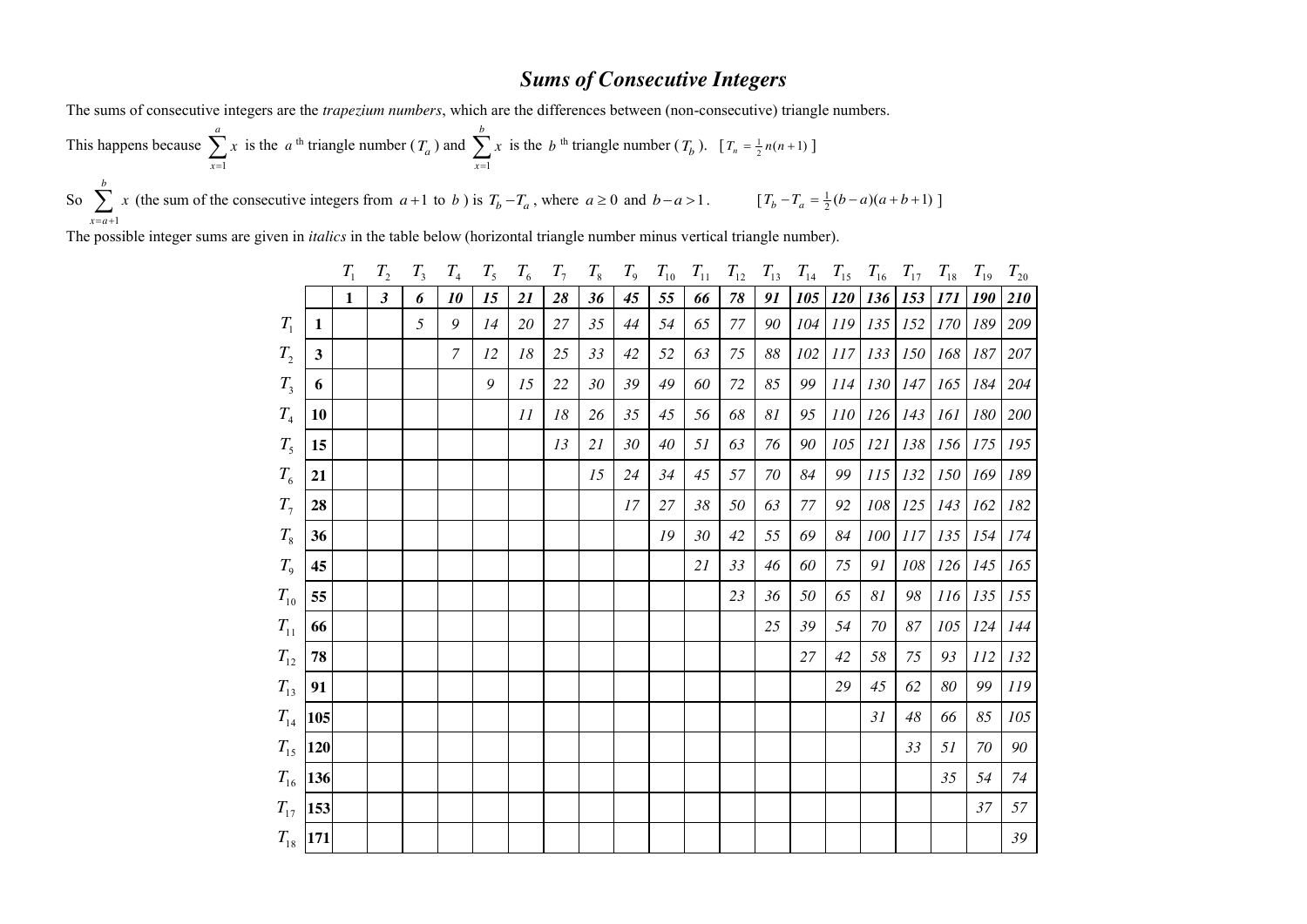# *Sums of Consecutive Integers*

The sums of consecutive integers are the *trapezium numbers*, which are the differences between (non-consecutive) triangle numbers.

This happens because $\sum_{x=1}^{a} x$ is the $a$ th triangle number ($T_a$) and $\sum_{x=1}^{b} x$ is the $b$ th triangle number ($T_b$). [ $T_n = \frac{1}{2}n(n+1)$ ]

So $\sum_{x=a+1}^{b} x$ (the sum of the consecutive integers from $a+1$ to $b$) is $T_b - T_a$, where $a \geq 0$ and $b - a > 1$. [ $T_b - T_a = \frac{1}{2}(b-a)(a+b+1)$ ]

The possible integer sums are given in *italics* in the table below (horizontal triangle number minus vertical triangle number).

| | | $T_1$ | $T_2$ | $T_3$ | $T_4$ | $T_5$ | $T_6$ | $T_7$ | $T_8$ | $T_9$ | $T_{10}$ | $T_{11}$ | $T_{12}$ | $T_{13}$ | $T_{14}$ | $T_{15}$ | $T_{16}$ | $T_{17}$ | $T_{18}$ | $T_{19}$ | $T_{20}$ |
|---|---|---|---|---|---|---|---|---|---|---|---|---|---|---|---|---|---|---|---|---|---|
| | | ***1*** | ***3*** | ***6*** | ***10*** | ***15*** | ***21*** | ***28*** | ***36*** | ***45*** | ***55*** | ***66*** | ***78*** | ***91*** | ***105*** | ***120*** | ***136*** | ***153*** | ***171*** | ***190*** | ***210*** |
| $T_1$ | **1** | | | *5* | *9* | *14* | *20* | *27* | *35* | *44* | *54* | *65* | *77* | *90* | *104* | *119* | *135* | *152* | *170* | *189* | *209* |
| $T_2$ | **3** | | | | *7* | *12* | *18* | *25* | *33* | *42* | *52* | *63* | *75* | *88* | *102* | *117* | *133* | *150* | *168* | *187* | *207* |
| $T_3$ | **6** | | | | | *9* | *15* | *22* | *30* | *39* | *49* | *60* | *72* | *85* | *99* | *114* | *130* | *147* | *165* | *184* | *204* |
| $T_4$ | **10** | | | | | | *11* | *18* | *26* | *35* | *45* | *56* | *68* | *81* | *95* | *110* | *126* | *143* | *161* | *180* | *200* |
| $T_5$ | **15** | | | | | | | *13* | *21* | *30* | *40* | *51* | *63* | *76* | *90* | *105* | *121* | *138* | *156* | *175* | *195* |
| $T_6$ | **21** | | | | | | | | *15* | *24* | *34* | *45* | *57* | *70* | *84* | *99* | *115* | *132* | *150* | *169* | *189* |
| $T_7$ | **28** | | | | | | | | | *17* | *27* | *38* | *50* | *63* | *77* | *92* | *108* | *125* | *143* | *162* | *182* |
| $T_8$ | **36** | | | | | | | | | | *19* | *30* | *42* | *55* | *69* | *84* | *100* | *117* | *135* | *154* | *174* |
| $T_9$ | **45** | | | | | | | | | | | *21* | *33* | *46* | *60* | *75* | *91* | *108* | *126* | *145* | *165* |
| $T_{10}$ | **55** | | | | | | | | | | | | *23* | *36* | *50* | *65* | *81* | *98* | *116* | *135* | *155* |
| $T_{11}$ | **66** | | | | | | | | | | | | | *25* | *39* | *54* | *70* | *87* | *105* | *124* | *144* |
| $T_{12}$ | **78** | | | | | | | | | | | | | | *27* | *42* | *58* | *75* | *93* | *112* | *132* |
| $T_{13}$ | **91** | | | | | | | | | | | | | | | *29* | *45* | *62* | *80* | *99* | *119* |
| $T_{14}$ | **105** | | | | | | | | | | | | | | | | *31* | *48* | *66* | *85* | *105* |
| $T_{15}$ | **120** | | | | | | | | | | | | | | | | | *33* | *51* | *70* | *90* |
| $T_{16}$ | **136** | | | | | | | | | | | | | | | | | | *35* | *54* | *74* |
| $T_{17}$ | **153** | | | | | | | | | | | | | | | | | | | *37* | *57* |
| $T_{18}$ | **171** | | | | | | | | | | | | | | | | | | | | *39* |